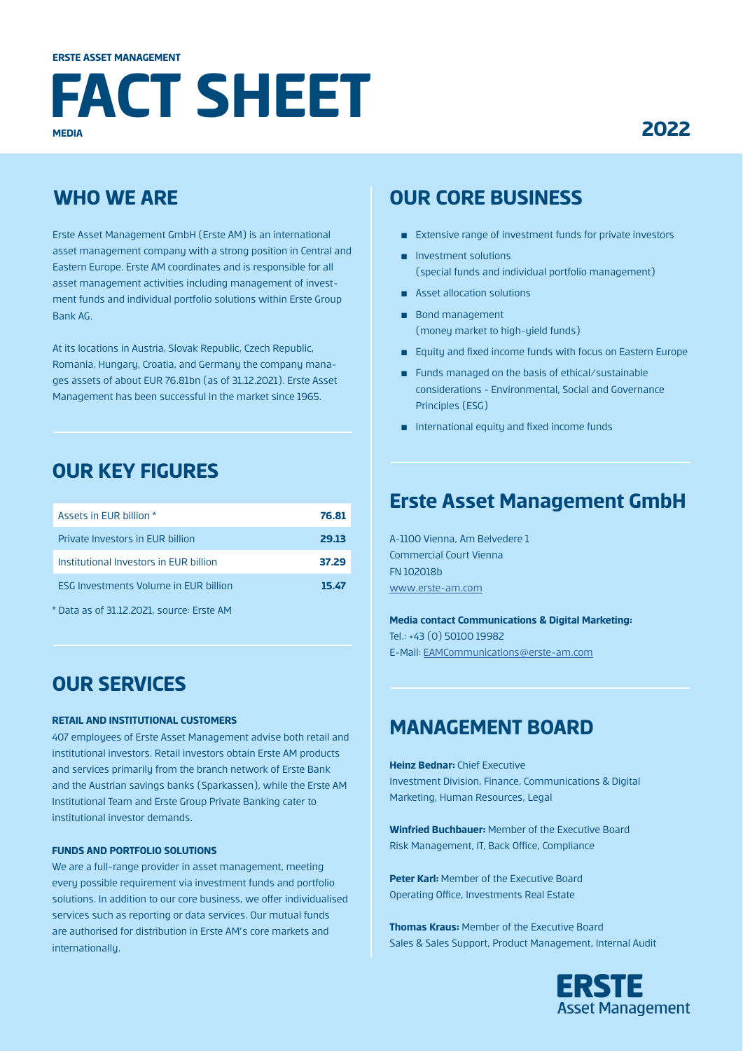ERSTE ASSET MANAGEMENT

# FACT SHEET

MEDIA

2022

## WHO WE ARE

Erste Asset Management GmbH (Erste AM) is an international asset management company with a strong position in Central and Eastern Europe. Erste AM coordinates and is responsible for all asset management activities including management of investment funds and individual portfolio solutions within Erste Group Bank AG.

At its locations in Austria, Slovak Republic, Czech Republic, Romania, Hungary, Croatia, and Germany the company manages assets of about EUR 76.81bn (as of 31.12.2021). Erste Asset Management has been successful in the market since 1965.

## OUR KEY FIGURES

| | |
|---|---|
| Assets in EUR billion * | **76.81** |
| Private Investors in EUR billion | **29.13** |
| Institutional Investors in EUR billion | **37.29** |
| ESG Investments Volume in EUR billion | **15.47** |

* Data as of 31.12.2021, source: Erste AM

## OUR SERVICES

### RETAIL AND INSTITUTIONAL CUSTOMERS

407 employees of Erste Asset Management advise both retail and institutional investors. Retail investors obtain Erste AM products and services primarily from the branch network of Erste Bank and the Austrian savings banks (Sparkassen), while the Erste AM Institutional Team and Erste Group Private Banking cater to institutional investor demands.

### FUNDS AND PORTFOLIO SOLUTIONS

We are a full-range provider in asset management, meeting every possible requirement via investment funds and portfolio solutions. In addition to our core business, we offer individualised services such as reporting or data services. Our mutual funds are authorised for distribution in Erste AM's core markets and internationally.

## OUR CORE BUSINESS

- Extensive range of investment funds for private investors
- Investment solutions (special funds and individual portfolio management)
- Asset allocation solutions
- Bond management (money market to high-yield funds)
- Equity and fixed income funds with focus on Eastern Europe
- Funds managed on the basis of ethical/sustainable considerations - Environmental, Social and Governance Principles (ESG)
- International equity and fixed income funds

## Erste Asset Management GmbH

A-1100 Vienna, Am Belvedere 1
Commercial Court Vienna
FN 102018b
www.erste-am.com

**Media contact Communications & Digital Marketing:**
Tel.: +43 (0) 50100 19982
E-Mail: EAMCommunications@erste-am.com

## MANAGEMENT BOARD

**Heinz Bednar:** Chief Executive
Investment Division, Finance, Communications & Digital Marketing, Human Resources, Legal

**Winfried Buchbauer:** Member of the Executive Board
Risk Management, IT, Back Office, Compliance

**Peter Karl:** Member of the Executive Board
Operating Office, Investments Real Estate

**Thomas Kraus:** Member of the Executive Board
Sales & Sales Support, Product Management, Internal Audit

ERSTE Asset Management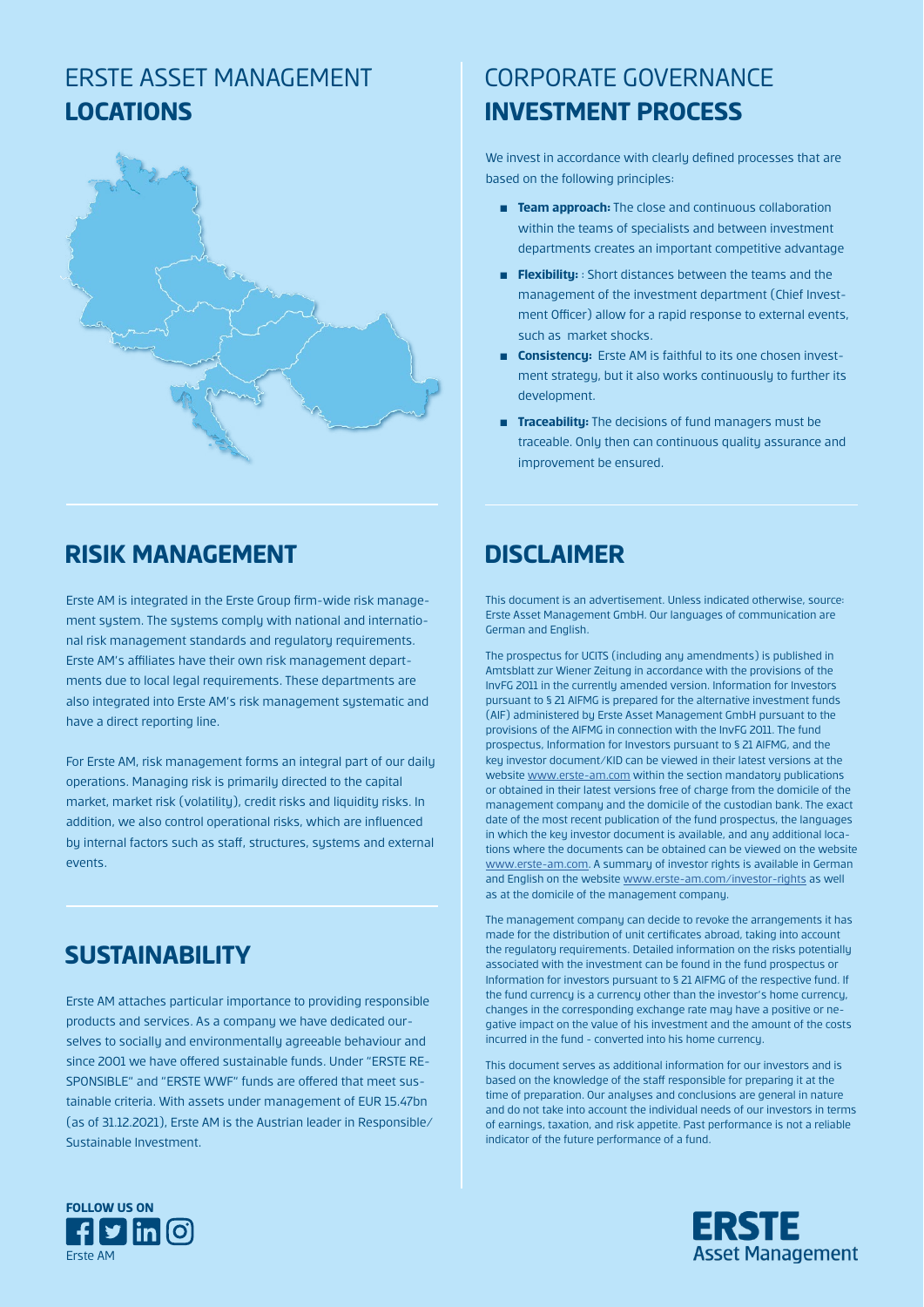# ERSTE ASSET MANAGEMENT **LOCATIONS**

# RISIK MANAGEMENT

Erste AM is integrated in the Erste Group firm-wide risk management system. The systems comply with national and international risk management standards and regulatory requirements. Erste AM's affiliates have their own risk management departments due to local legal requirements. These departments are also integrated into Erste AM's risk management systematic and have a direct reporting line.

For Erste AM, risk management forms an integral part of our daily operations. Managing risk is primarily directed to the capital market, market risk (volatility), credit risks and liquidity risks. In addition, we also control operational risks, which are influenced by internal factors such as staff, structures, systems and external events.

# SUSTAINABILITY

Erste AM attaches particular importance to providing responsible products and services. As a company we have dedicated ourselves to socially and environmentally agreeable behaviour and since 2001 we have offered sustainable funds. Under "ERSTE RESPONSIBLE" and "ERSTE WWF" funds are offered that meet sustainable criteria. With assets under management of EUR 15.47bn (as of 31.12.2021), Erste AM is the Austrian leader in Responsible/ Sustainable Investment.

# CORPORATE GOVERNANCE **INVESTMENT PROCESS**

We invest in accordance with clearly defined processes that are based on the following principles:

- **Team approach:** The close and continuous collaboration within the teams of specialists and between investment departments creates an important competitive advantage
- **Flexibility:** : Short distances between the teams and the management of the investment department (Chief Investment Officer) allow for a rapid response to external events, such as market shocks.
- **Consistency:** Erste AM is faithful to its one chosen investment strategy, but it also works continuously to further its development.
- **Traceability:** The decisions of fund managers must be traceable. Only then can continuous quality assurance and improvement be ensured.

# DISCLAIMER

This document is an advertisement. Unless indicated otherwise, source: Erste Asset Management GmbH. Our languages of communication are German and English.

The prospectus for UCITS (including any amendments) is published in Amtsblatt zur Wiener Zeitung in accordance with the provisions of the InvFG 2011 in the currently amended version. Information for Investors pursuant to § 21 AIFMG is prepared for the alternative investment funds (AIF) administered by Erste Asset Management GmbH pursuant to the provisions of the AIFMG in connection with the InvFG 2011. The fund prospectus, Information for Investors pursuant to § 21 AIFMG, and the key investor document/KID can be viewed in their latest versions at the website www.erste-am.com within the section mandatory publications or obtained in their latest versions free of charge from the domicile of the management company and the domicile of the custodian bank. The exact date of the most recent publication of the fund prospectus, the languages in which the key investor document is available, and any additional locations where the documents can be obtained can be viewed on the website www.erste-am.com. A summary of investor rights is available in German and English on the website www.erste-am.com/investor-rights as well as at the domicile of the management company.

The management company can decide to revoke the arrangements it has made for the distribution of unit certificates abroad, taking into account the regulatory requirements. Detailed information on the risks potentially associated with the investment can be found in the fund prospectus or Information for investors pursuant to § 21 AIFMG of the respective fund. If the fund currency is a currency other than the investor's home currency, changes in the corresponding exchange rate may have a positive or negative impact on the value of his investment and the amount of the costs incurred in the fund - converted into his home currency.

This document serves as additional information for our investors and is based on the knowledge of the staff responsible for preparing it at the time of preparation. Our analyses and conclusions are general in nature and do not take into account the individual needs of our investors in terms of earnings, taxation, and risk appetite. Past performance is not a reliable indicator of the future performance of a fund.

**FOLLOW US ON**
Erste AM

**ERSTE**
Asset Management